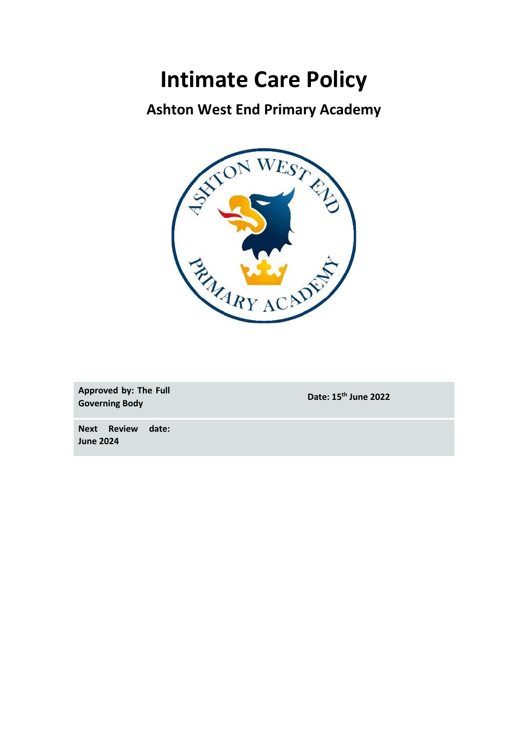# Intimate Care Policy

## Ashton West End Primary Academy

| **Approved by: The Full Governing Body** | **Date: 15th June 2022** |
|---|---|
| **Next Review date: June 2024** | |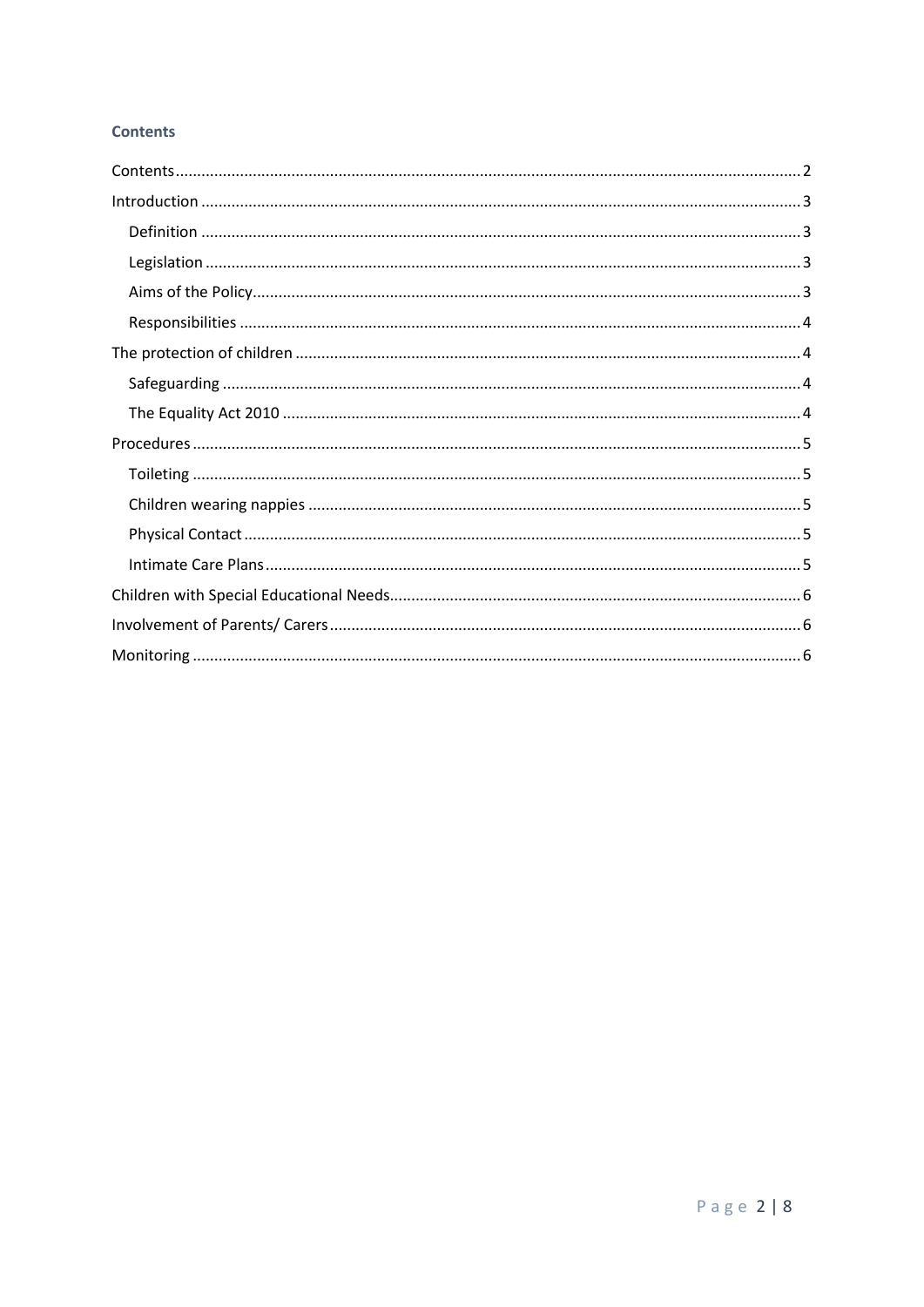### Contents

- Contents ... 2
- Introduction ... 3
  - Definition ... 3
  - Legislation ... 3
  - Aims of the Policy ... 3
  - Responsibilities ... 4
- The protection of children ... 4
  - Safeguarding ... 4
  - The Equality Act 2010 ... 4
- Procedures ... 5
  - Toileting ... 5
  - Children wearing nappies ... 5
  - Physical Contact ... 5
  - Intimate Care Plans ... 5
- Children with Special Educational Needs ... 6
- Involvement of Parents/ Carers ... 6
- Monitoring ... 6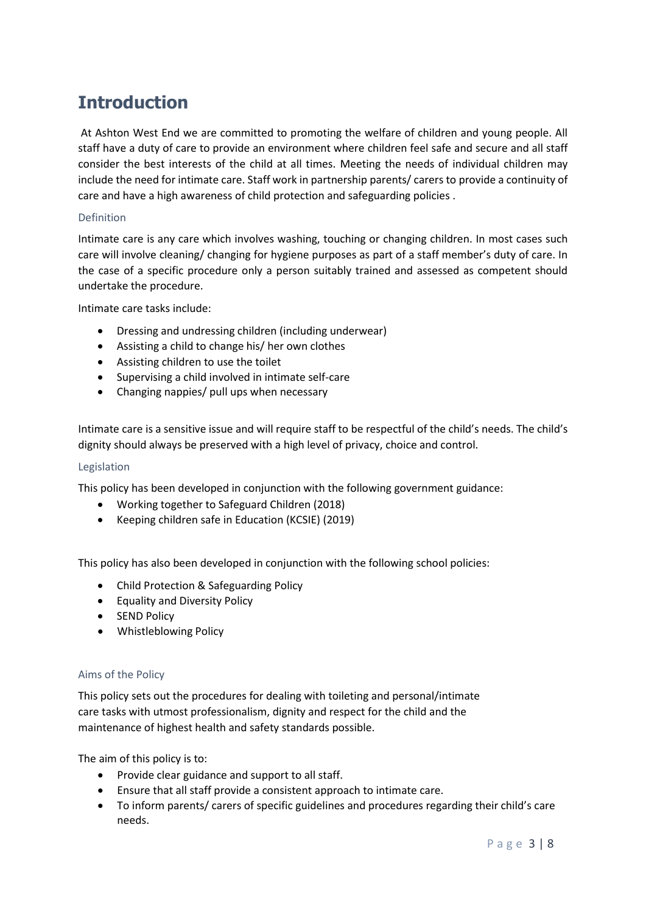# Introduction

At Ashton West End we are committed to promoting the welfare of children and young people. All staff have a duty of care to provide an environment where children feel safe and secure and all staff consider the best interests of the child at all times. Meeting the needs of individual children may include the need for intimate care. Staff work in partnership parents/ carers to provide a continuity of care and have a high awareness of child protection and safeguarding policies .

### Definition

Intimate care is any care which involves washing, touching or changing children. In most cases such care will involve cleaning/ changing for hygiene purposes as part of a staff member's duty of care. In the case of a specific procedure only a person suitably trained and assessed as competent should undertake the procedure.

Intimate care tasks include:

- Dressing and undressing children (including underwear)
- Assisting a child to change his/ her own clothes
- Assisting children to use the toilet
- Supervising a child involved in intimate self-care
- Changing nappies/ pull ups when necessary

Intimate care is a sensitive issue and will require staff to be respectful of the child's needs. The child's dignity should always be preserved with a high level of privacy, choice and control.

### Legislation

This policy has been developed in conjunction with the following government guidance:

- Working together to Safeguard Children (2018)
- Keeping children safe in Education (KCSIE) (2019)

This policy has also been developed in conjunction with the following school policies:

- Child Protection & Safeguarding Policy
- Equality and Diversity Policy
- SEND Policy
- Whistleblowing Policy

### Aims of the Policy

This policy sets out the procedures for dealing with toileting and personal/intimate care tasks with utmost professionalism, dignity and respect for the child and the maintenance of highest health and safety standards possible.

The aim of this policy is to:

- Provide clear guidance and support to all staff.
- Ensure that all staff provide a consistent approach to intimate care.
- To inform parents/ carers of specific guidelines and procedures regarding their child's care needs.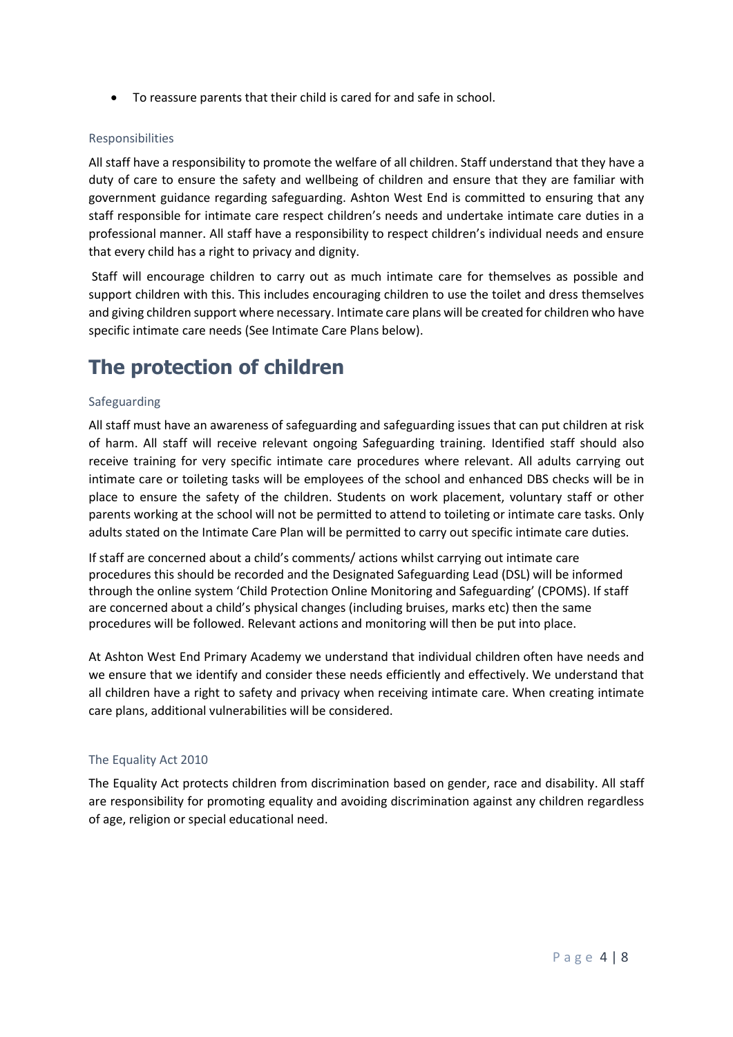- To reassure parents that their child is cared for and safe in school.

### Responsibilities

All staff have a responsibility to promote the welfare of all children. Staff understand that they have a duty of care to ensure the safety and wellbeing of children and ensure that they are familiar with government guidance regarding safeguarding. Ashton West End is committed to ensuring that any staff responsible for intimate care respect children's needs and undertake intimate care duties in a professional manner. All staff have a responsibility to respect children's individual needs and ensure that every child has a right to privacy and dignity.

Staff will encourage children to carry out as much intimate care for themselves as possible and support children with this. This includes encouraging children to use the toilet and dress themselves and giving children support where necessary. Intimate care plans will be created for children who have specific intimate care needs (See Intimate Care Plans below).

## The protection of children

### Safeguarding

All staff must have an awareness of safeguarding and safeguarding issues that can put children at risk of harm. All staff will receive relevant ongoing Safeguarding training. Identified staff should also receive training for very specific intimate care procedures where relevant. All adults carrying out intimate care or toileting tasks will be employees of the school and enhanced DBS checks will be in place to ensure the safety of the children. Students on work placement, voluntary staff or other parents working at the school will not be permitted to attend to toileting or intimate care tasks. Only adults stated on the Intimate Care Plan will be permitted to carry out specific intimate care duties.

If staff are concerned about a child's comments/ actions whilst carrying out intimate care procedures this should be recorded and the Designated Safeguarding Lead (DSL) will be informed through the online system 'Child Protection Online Monitoring and Safeguarding' (CPOMS). If staff are concerned about a child's physical changes (including bruises, marks etc) then the same procedures will be followed. Relevant actions and monitoring will then be put into place.

At Ashton West End Primary Academy we understand that individual children often have needs and we ensure that we identify and consider these needs efficiently and effectively. We understand that all children have a right to safety and privacy when receiving intimate care. When creating intimate care plans, additional vulnerabilities will be considered.

### The Equality Act 2010

The Equality Act protects children from discrimination based on gender, race and disability. All staff are responsibility for promoting equality and avoiding discrimination against any children regardless of age, religion or special educational need.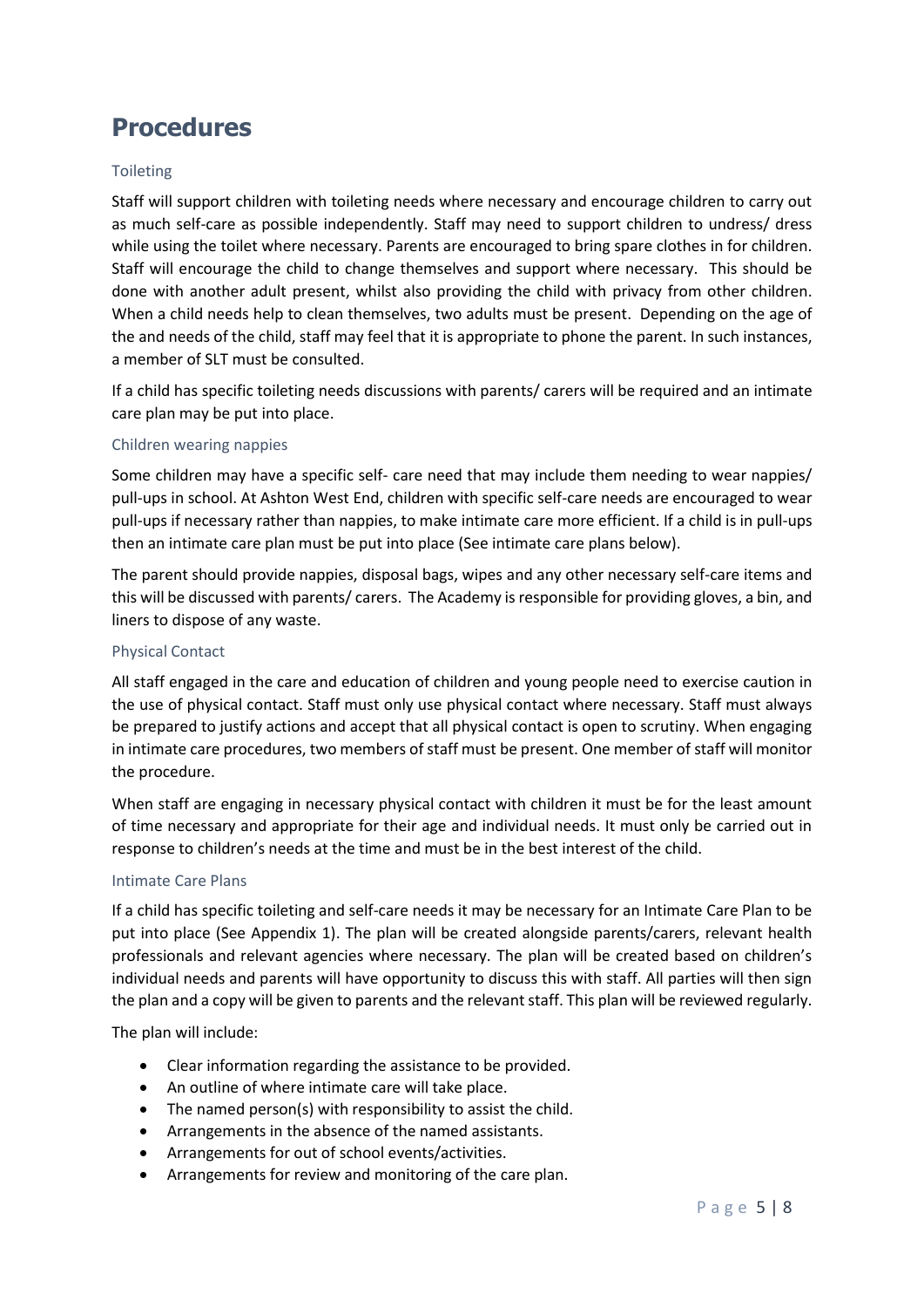# Procedures

### Toileting

Staff will support children with toileting needs where necessary and encourage children to carry out as much self-care as possible independently. Staff may need to support children to undress/ dress while using the toilet where necessary. Parents are encouraged to bring spare clothes in for children. Staff will encourage the child to change themselves and support where necessary. This should be done with another adult present, whilst also providing the child with privacy from other children. When a child needs help to clean themselves, two adults must be present. Depending on the age of the and needs of the child, staff may feel that it is appropriate to phone the parent. In such instances, a member of SLT must be consulted.

If a child has specific toileting needs discussions with parents/ carers will be required and an intimate care plan may be put into place.

### Children wearing nappies

Some children may have a specific self- care need that may include them needing to wear nappies/ pull-ups in school. At Ashton West End, children with specific self-care needs are encouraged to wear pull-ups if necessary rather than nappies, to make intimate care more efficient. If a child is in pull-ups then an intimate care plan must be put into place (See intimate care plans below).

The parent should provide nappies, disposal bags, wipes and any other necessary self-care items and this will be discussed with parents/ carers. The Academy is responsible for providing gloves, a bin, and liners to dispose of any waste.

### Physical Contact

All staff engaged in the care and education of children and young people need to exercise caution in the use of physical contact. Staff must only use physical contact where necessary. Staff must always be prepared to justify actions and accept that all physical contact is open to scrutiny. When engaging in intimate care procedures, two members of staff must be present. One member of staff will monitor the procedure.

When staff are engaging in necessary physical contact with children it must be for the least amount of time necessary and appropriate for their age and individual needs. It must only be carried out in response to children's needs at the time and must be in the best interest of the child.

### Intimate Care Plans

If a child has specific toileting and self-care needs it may be necessary for an Intimate Care Plan to be put into place (See Appendix 1). The plan will be created alongside parents/carers, relevant health professionals and relevant agencies where necessary. The plan will be created based on children's individual needs and parents will have opportunity to discuss this with staff. All parties will then sign the plan and a copy will be given to parents and the relevant staff. This plan will be reviewed regularly.

The plan will include:

- Clear information regarding the assistance to be provided.
- An outline of where intimate care will take place.
- The named person(s) with responsibility to assist the child.
- Arrangements in the absence of the named assistants.
- Arrangements for out of school events/activities.
- Arrangements for review and monitoring of the care plan.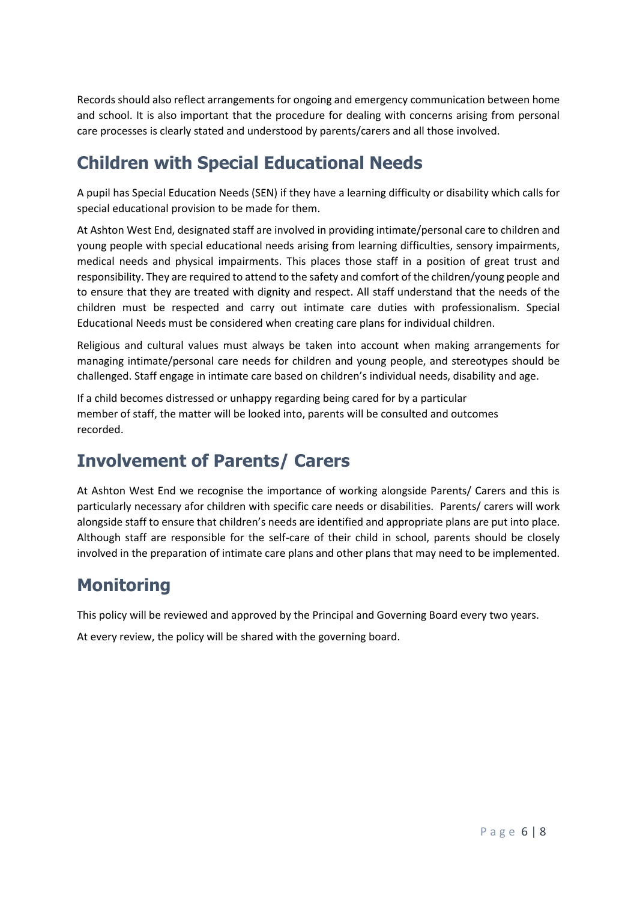Records should also reflect arrangements for ongoing and emergency communication between home and school. It is also important that the procedure for dealing with concerns arising from personal care processes is clearly stated and understood by parents/carers and all those involved.

## Children with Special Educational Needs

A pupil has Special Education Needs (SEN) if they have a learning difficulty or disability which calls for special educational provision to be made for them.

At Ashton West End, designated staff are involved in providing intimate/personal care to children and young people with special educational needs arising from learning difficulties, sensory impairments, medical needs and physical impairments. This places those staff in a position of great trust and responsibility. They are required to attend to the safety and comfort of the children/young people and to ensure that they are treated with dignity and respect. All staff understand that the needs of the children must be respected and carry out intimate care duties with professionalism. Special Educational Needs must be considered when creating care plans for individual children.

Religious and cultural values must always be taken into account when making arrangements for managing intimate/personal care needs for children and young people, and stereotypes should be challenged. Staff engage in intimate care based on children's individual needs, disability and age.

If a child becomes distressed or unhappy regarding being cared for by a particular member of staff, the matter will be looked into, parents will be consulted and outcomes recorded.

## Involvement of Parents/ Carers

At Ashton West End we recognise the importance of working alongside Parents/ Carers and this is particularly necessary afor children with specific care needs or disabilities. Parents/ carers will work alongside staff to ensure that children's needs are identified and appropriate plans are put into place. Although staff are responsible for the self-care of their child in school, parents should be closely involved in the preparation of intimate care plans and other plans that may need to be implemented.

## Monitoring

This policy will be reviewed and approved by the Principal and Governing Board every two years.

At every review, the policy will be shared with the governing board.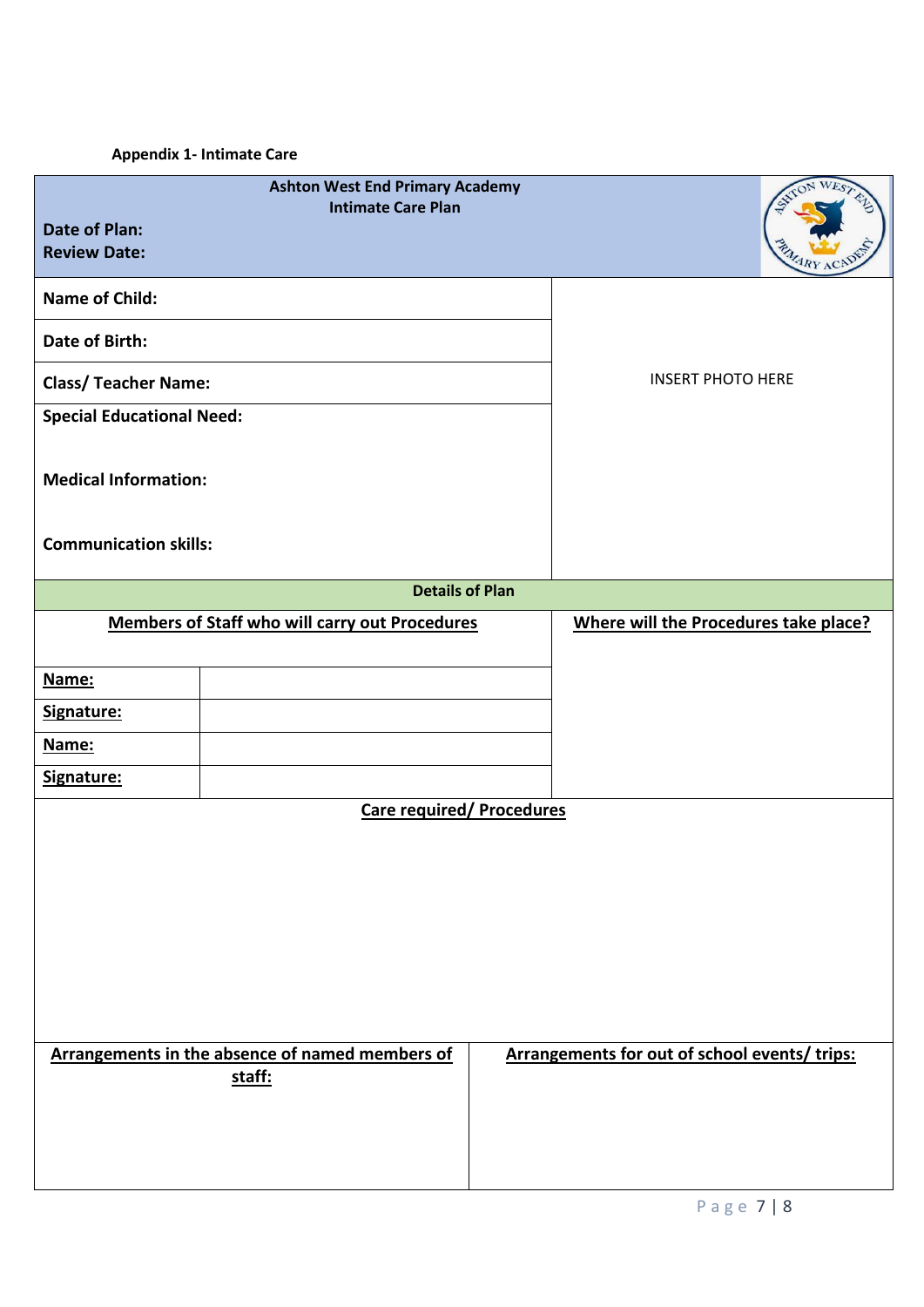**Appendix 1- Intimate Care**

| **Ashton West End Primary Academy**<br>**Intimate Care Plan**<br>**Date of Plan:**<br>**Review Date:** | |
|---|---|
| **Name of Child:** | INSERT PHOTO HERE |
| **Date of Birth:** | |
| **Class/ Teacher Name:** | |
| **Special Educational Need:**<br><br>**Medical Information:**<br><br>**Communication skills:** | |

| **Details of Plan** | | |
|---|---|---|
| **Members of Staff who will carry out Procedures** | | **Where will the Procedures take place?** |
| **Name:** | | |
| **Signature:** | | |
| **Name:** | | |
| **Signature:** | | |

**Care required/ Procedures**

| **Arrangements in the absence of named members of staff:** | **Arrangements for out of school events/ trips:** |
|---|---|
| | |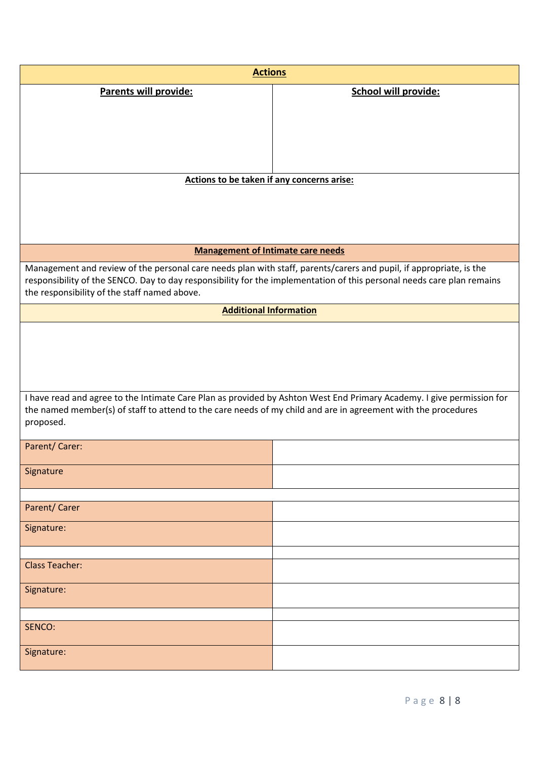## Actions

| Parents will provide: | School will provide: |
|---|---|
| | |

**Actions to be taken if any concerns arise:**

## Management of Intimate care needs

Management and review of the personal care needs plan with staff, parents/carers and pupil, if appropriate, is the responsibility of the SENCO. Day to day responsibility for the implementation of this personal needs care plan remains the responsibility of the staff named above.

## Additional Information

I have read and agree to the Intimate Care Plan as provided by Ashton West End Primary Academy. I give permission for the named member(s) of staff to attend to the care needs of my child and are in agreement with the procedures proposed.

| | |
|---|---|
| Parent/ Carer: | |
| Signature | |
| | |
| Parent/ Carer | |
| Signature: | |
| | |
| Class Teacher: | |
| Signature: | |
| | |
| SENCO: | |
| Signature: | |